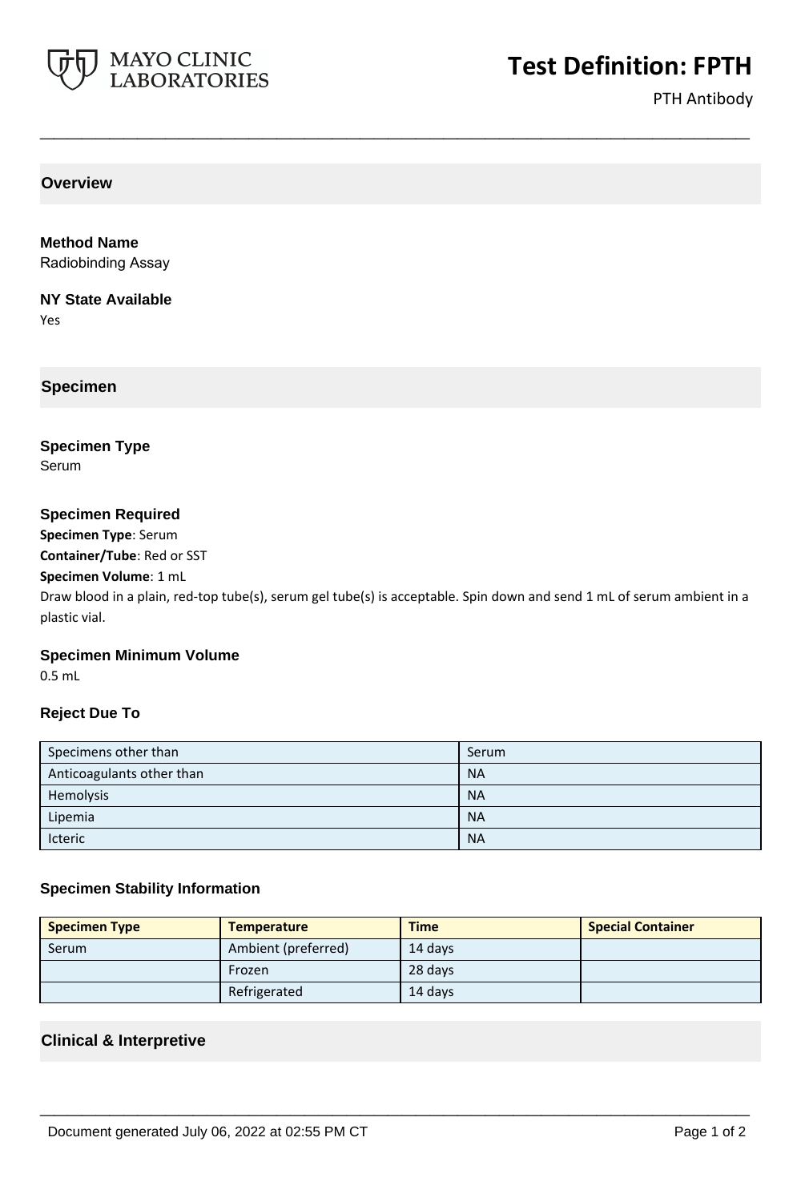MAYO CLINIC LABORATORIES

# Test Definition: FPTH

PTH Antibody

## Overview

### Method Name

Radiobinding Assay

### NY State Available

Yes

## Specimen

### Specimen Type

Serum

### Specimen Required

**Specimen Type**: Serum
**Container/Tube**: Red or SST
**Specimen Volume**: 1 mL
Draw blood in a plain, red-top tube(s), serum gel tube(s) is acceptable. Spin down and send 1 mL of serum ambient in a plastic vial.

### Specimen Minimum Volume

0.5 mL

### Reject Due To

| | |
|---|---|
| Specimens other than | Serum |
| Anticoagulants other than | NA |
| Hemolysis | NA |
| Lipemia | NA |
| Icteric | NA |

### Specimen Stability Information

| Specimen Type | Temperature | Time | Special Container |
|---|---|---|---|
| Serum | Ambient (preferred) | 14 days | |
| | Frozen | 28 days | |
| | Refrigerated | 14 days | |

## Clinical & Interpretive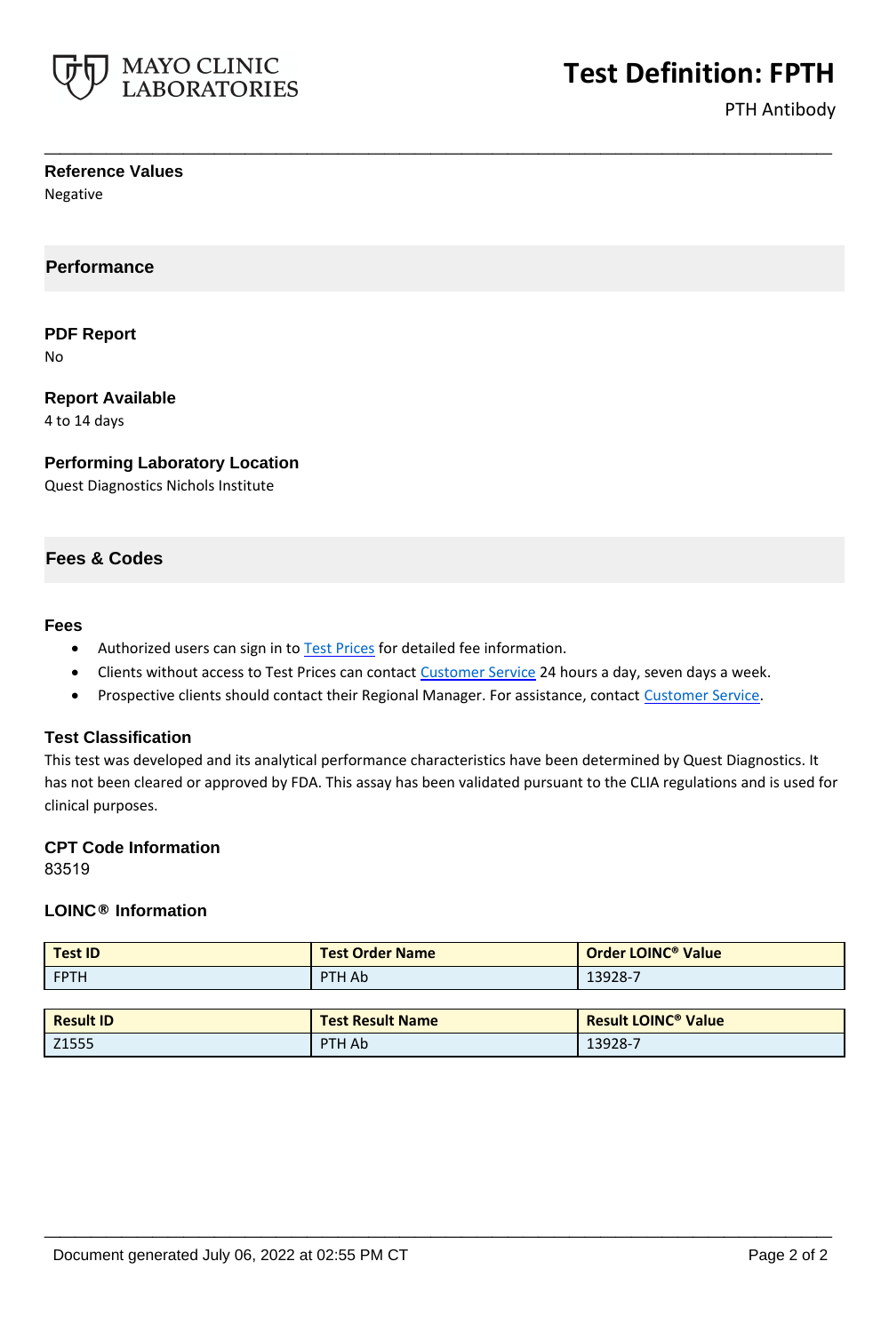### Reference Values

Negative

## Performance

### PDF Report

No

### Report Available

4 to 14 days

### Performing Laboratory Location

Quest Diagnostics Nichols Institute

## Fees & Codes

### Fees

- Authorized users can sign in to Test Prices for detailed fee information.
- Clients without access to Test Prices can contact Customer Service 24 hours a day, seven days a week.
- Prospective clients should contact their Regional Manager. For assistance, contact Customer Service.

### Test Classification

This test was developed and its analytical performance characteristics have been determined by Quest Diagnostics. It has not been cleared or approved by FDA. This assay has been validated pursuant to the CLIA regulations and is used for clinical purposes.

### CPT Code Information

83519

### LOINC® Information

| Test ID | Test Order Name | Order LOINC® Value |
| --- | --- | --- |
| FPTH | PTH Ab | 13928-7 |

| Result ID | Test Result Name | Result LOINC® Value |
| --- | --- | --- |
| Z1555 | PTH Ab | 13928-7 |